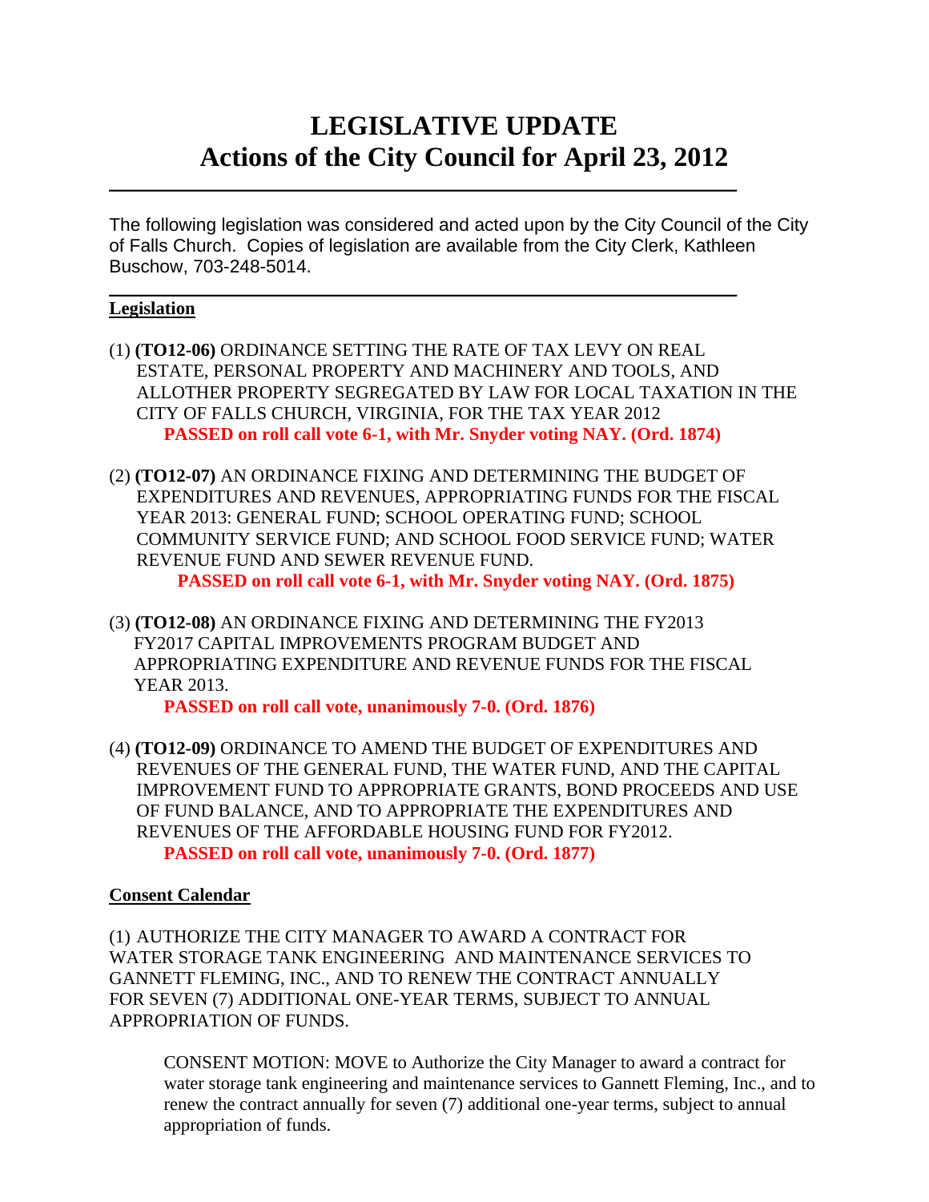# LEGISLATIVE UPDATE
# Actions of the City Council for April 23, 2012

---

The following legislation was considered and acted upon by the City Council of the City of Falls Church. Copies of legislation are available from the City Clerk, Kathleen Buschow, 703-248-5014.

---

**Legislation**

(1) **(TO12-06)** ORDINANCE SETTING THE RATE OF TAX LEVY ON REAL ESTATE, PERSONAL PROPERTY AND MACHINERY AND TOOLS, AND ALLOTHER PROPERTY SEGREGATED BY LAW FOR LOCAL TAXATION IN THE CITY OF FALLS CHURCH, VIRGINIA, FOR THE TAX YEAR 2012
**PASSED on roll call vote 6-1, with Mr. Snyder voting NAY. (Ord. 1874)**

(2) **(TO12-07)** AN ORDINANCE FIXING AND DETERMINING THE BUDGET OF EXPENDITURES AND REVENUES, APPROPRIATING FUNDS FOR THE FISCAL YEAR 2013: GENERAL FUND; SCHOOL OPERATING FUND; SCHOOL COMMUNITY SERVICE FUND; AND SCHOOL FOOD SERVICE FUND; WATER REVENUE FUND AND SEWER REVENUE FUND.
**PASSED on roll call vote 6-1, with Mr. Snyder voting NAY. (Ord. 1875)**

(3) **(TO12-08)** AN ORDINANCE FIXING AND DETERMINING THE FY2013 FY2017 CAPITAL IMPROVEMENTS PROGRAM BUDGET AND APPROPRIATING EXPENDITURE AND REVENUE FUNDS FOR THE FISCAL YEAR 2013.
**PASSED on roll call vote, unanimously 7-0. (Ord. 1876)**

(4) **(TO12-09)** ORDINANCE TO AMEND THE BUDGET OF EXPENDITURES AND REVENUES OF THE GENERAL FUND, THE WATER FUND, AND THE CAPITAL IMPROVEMENT FUND TO APPROPRIATE GRANTS, BOND PROCEEDS AND USE OF FUND BALANCE, AND TO APPROPRIATE THE EXPENDITURES AND REVENUES OF THE AFFORDABLE HOUSING FUND FOR FY2012.
**PASSED on roll call vote, unanimously 7-0. (Ord. 1877)**

**Consent Calendar**

(1) AUTHORIZE THE CITY MANAGER TO AWARD A CONTRACT FOR WATER STORAGE TANK ENGINEERING AND MAINTENANCE SERVICES TO GANNETT FLEMING, INC., AND TO RENEW THE CONTRACT ANNUALLY FOR SEVEN (7) ADDITIONAL ONE-YEAR TERMS, SUBJECT TO ANNUAL APPROPRIATION OF FUNDS.

> CONSENT MOTION: MOVE to Authorize the City Manager to award a contract for water storage tank engineering and maintenance services to Gannett Fleming, Inc., and to renew the contract annually for seven (7) additional one-year terms, subject to annual appropriation of funds.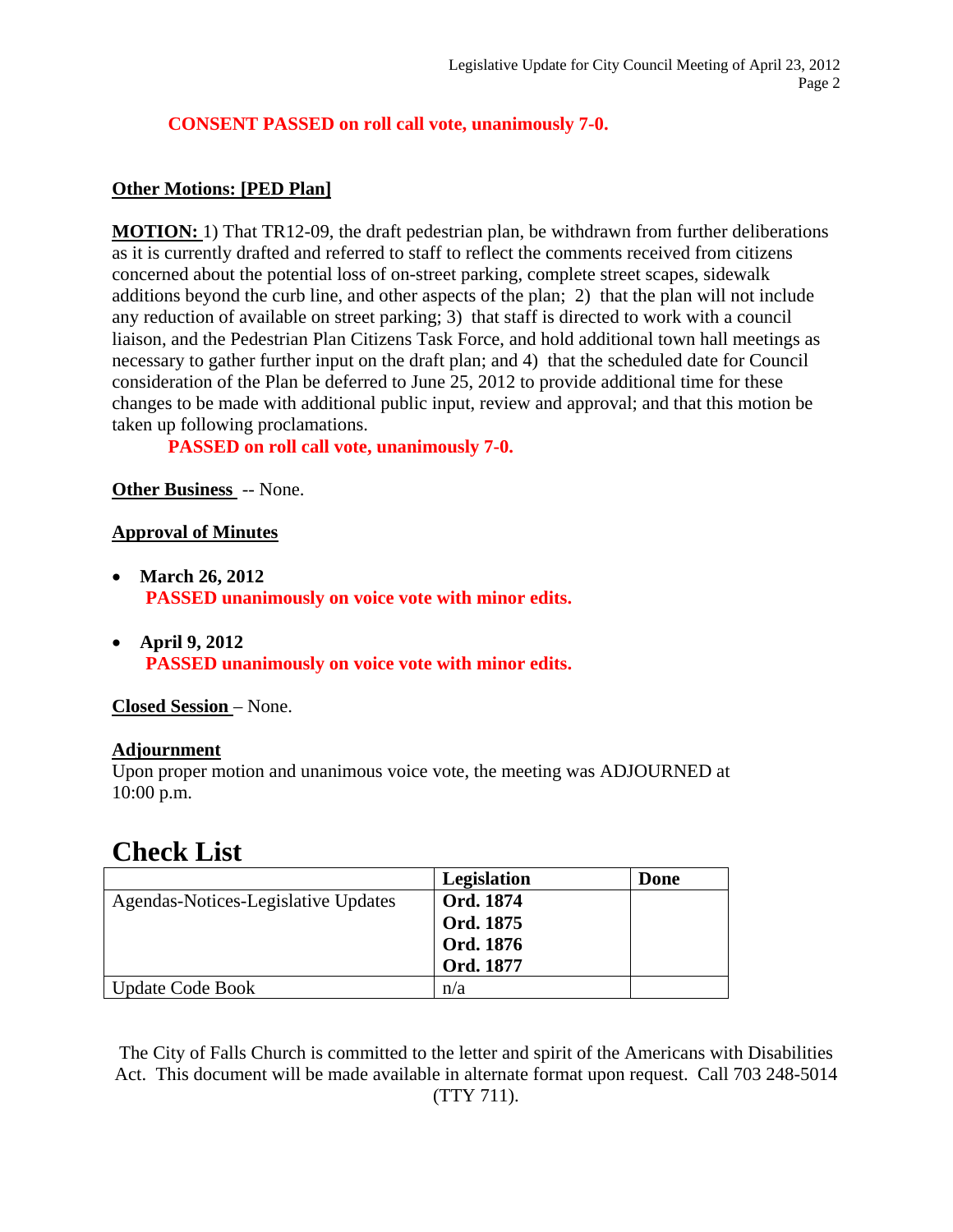**CONSENT PASSED on roll call vote, unanimously 7-0.**

**Other Motions: [PED Plan]**

**MOTION:** 1) That TR12-09, the draft pedestrian plan, be withdrawn from further deliberations as it is currently drafted and referred to staff to reflect the comments received from citizens concerned about the potential loss of on-street parking, complete street scapes, sidewalk additions beyond the curb line, and other aspects of the plan; 2) that the plan will not include any reduction of available on street parking; 3) that staff is directed to work with a council liaison, and the Pedestrian Plan Citizens Task Force, and hold additional town hall meetings as necessary to gather further input on the draft plan; and 4) that the scheduled date for Council consideration of the Plan be deferred to June 25, 2012 to provide additional time for these changes to be made with additional public input, review and approval; and that this motion be taken up following proclamations.

**PASSED on roll call vote, unanimously 7-0.**

**Other Business** -- None.

**Approval of Minutes**

- **March 26, 2012**
  **PASSED unanimously on voice vote with minor edits.**
- **April 9, 2012**
  **PASSED unanimously on voice vote with minor edits.**

**Closed Session** – None.

**Adjournment**
Upon proper motion and unanimous voice vote, the meeting was ADJOURNED at 10:00 p.m.

# Check List

| | Legislation | Done |
|---|---|---|
| Agendas-Notices-Legislative Updates | **Ord. 1874**<br>**Ord. 1875**<br>**Ord. 1876**<br>**Ord. 1877** | |
| Update Code Book | n/a | |

The City of Falls Church is committed to the letter and spirit of the Americans with Disabilities Act. This document will be made available in alternate format upon request. Call 703 248-5014 (TTY 711).